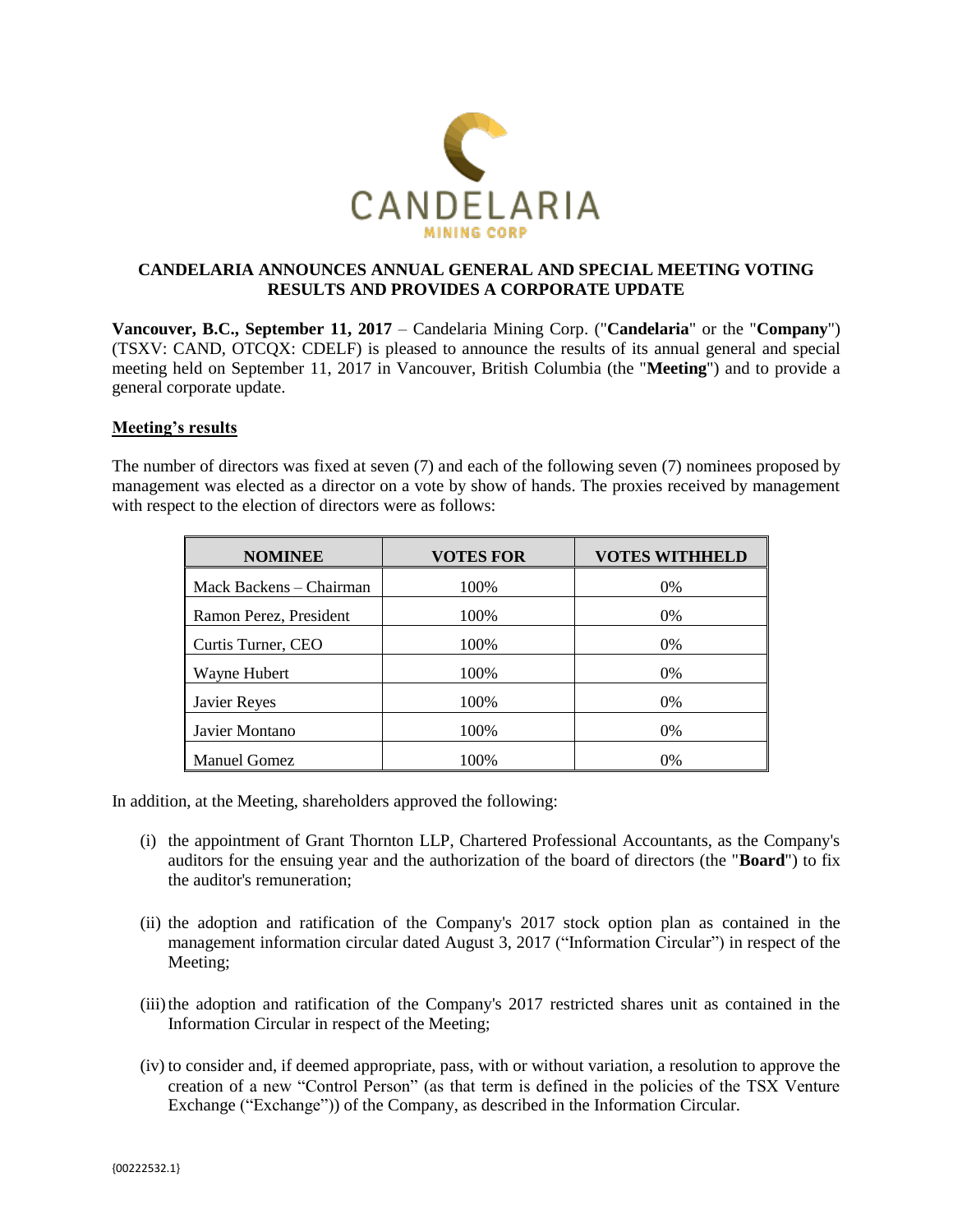CANDELARIA
MINING CORP

## CANDELARIA ANNOUNCES ANNUAL GENERAL AND SPECIAL MEETING VOTING RESULTS AND PROVIDES A CORPORATE UPDATE

**Vancouver, B.C., September 11, 2017** – Candelaria Mining Corp. ("**Candelaria**" or the "**Company**") (TSXV: CAND, OTCQX: CDELF) is pleased to announce the results of its annual general and special meeting held on September 11, 2017 in Vancouver, British Columbia (the "**Meeting**") and to provide a general corporate update.

### Meeting's results

The number of directors was fixed at seven (7) and each of the following seven (7) nominees proposed by management was elected as a director on a vote by show of hands. The proxies received by management with respect to the election of directors were as follows:

| NOMINEE | VOTES FOR | VOTES WITHHELD |
|---|---|---|
| Mack Backens – Chairman | 100% | 0% |
| Ramon Perez, President | 100% | 0% |
| Curtis Turner, CEO | 100% | 0% |
| Wayne Hubert | 100% | 0% |
| Javier Reyes | 100% | 0% |
| Javier Montano | 100% | 0% |
| Manuel Gomez | 100% | 0% |

In addition, at the Meeting, shareholders approved the following:

(i) the appointment of Grant Thornton LLP, Chartered Professional Accountants, as the Company's auditors for the ensuing year and the authorization of the board of directors (the "**Board**") to fix the auditor's remuneration;

(ii) the adoption and ratification of the Company's 2017 stock option plan as contained in the management information circular dated August 3, 2017 ("Information Circular") in respect of the Meeting;

(iii) the adoption and ratification of the Company's 2017 restricted shares unit as contained in the Information Circular in respect of the Meeting;

(iv) to consider and, if deemed appropriate, pass, with or without variation, a resolution to approve the creation of a new "Control Person" (as that term is defined in the policies of the TSX Venture Exchange ("Exchange")) of the Company, as described in the Information Circular.

{00222532.1}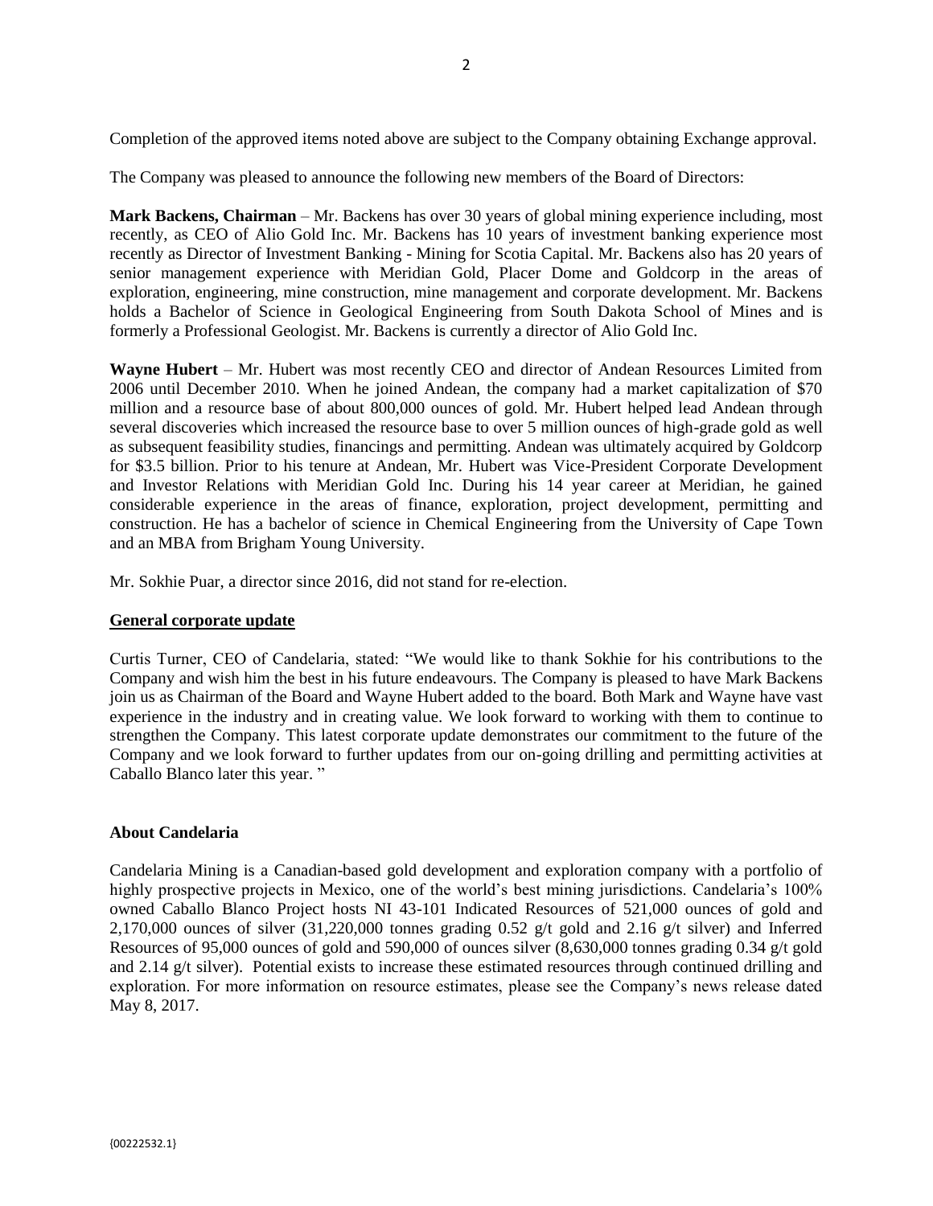Completion of the approved items noted above are subject to the Company obtaining Exchange approval.

The Company was pleased to announce the following new members of the Board of Directors:

**Mark Backens, Chairman** – Mr. Backens has over 30 years of global mining experience including, most recently, as CEO of Alio Gold Inc. Mr. Backens has 10 years of investment banking experience most recently as Director of Investment Banking - Mining for Scotia Capital. Mr. Backens also has 20 years of senior management experience with Meridian Gold, Placer Dome and Goldcorp in the areas of exploration, engineering, mine construction, mine management and corporate development. Mr. Backens holds a Bachelor of Science in Geological Engineering from South Dakota School of Mines and is formerly a Professional Geologist. Mr. Backens is currently a director of Alio Gold Inc.

**Wayne Hubert** – Mr. Hubert was most recently CEO and director of Andean Resources Limited from 2006 until December 2010. When he joined Andean, the company had a market capitalization of $70 million and a resource base of about 800,000 ounces of gold. Mr. Hubert helped lead Andean through several discoveries which increased the resource base to over 5 million ounces of high-grade gold as well as subsequent feasibility studies, financings and permitting. Andean was ultimately acquired by Goldcorp for $3.5 billion. Prior to his tenure at Andean, Mr. Hubert was Vice-President Corporate Development and Investor Relations with Meridian Gold Inc. During his 14 year career at Meridian, he gained considerable experience in the areas of finance, exploration, project development, permitting and construction. He has a bachelor of science in Chemical Engineering from the University of Cape Town and an MBA from Brigham Young University.

Mr. Sokhie Puar, a director since 2016, did not stand for re-election.

## General corporate update

Curtis Turner, CEO of Candelaria, stated: "We would like to thank Sokhie for his contributions to the Company and wish him the best in his future endeavours. The Company is pleased to have Mark Backens join us as Chairman of the Board and Wayne Hubert added to the board. Both Mark and Wayne have vast experience in the industry and in creating value. We look forward to working with them to continue to strengthen the Company. This latest corporate update demonstrates our commitment to the future of the Company and we look forward to further updates from our on-going drilling and permitting activities at Caballo Blanco later this year. "

## About Candelaria

Candelaria Mining is a Canadian-based gold development and exploration company with a portfolio of highly prospective projects in Mexico, one of the world's best mining jurisdictions. Candelaria's 100% owned Caballo Blanco Project hosts NI 43-101 Indicated Resources of 521,000 ounces of gold and 2,170,000 ounces of silver (31,220,000 tonnes grading 0.52 g/t gold and 2.16 g/t silver) and Inferred Resources of 95,000 ounces of gold and 590,000 of ounces silver (8,630,000 tonnes grading 0.34 g/t gold and 2.14 g/t silver). Potential exists to increase these estimated resources through continued drilling and exploration. For more information on resource estimates, please see the Company's news release dated May 8, 2017.

{00222532.1}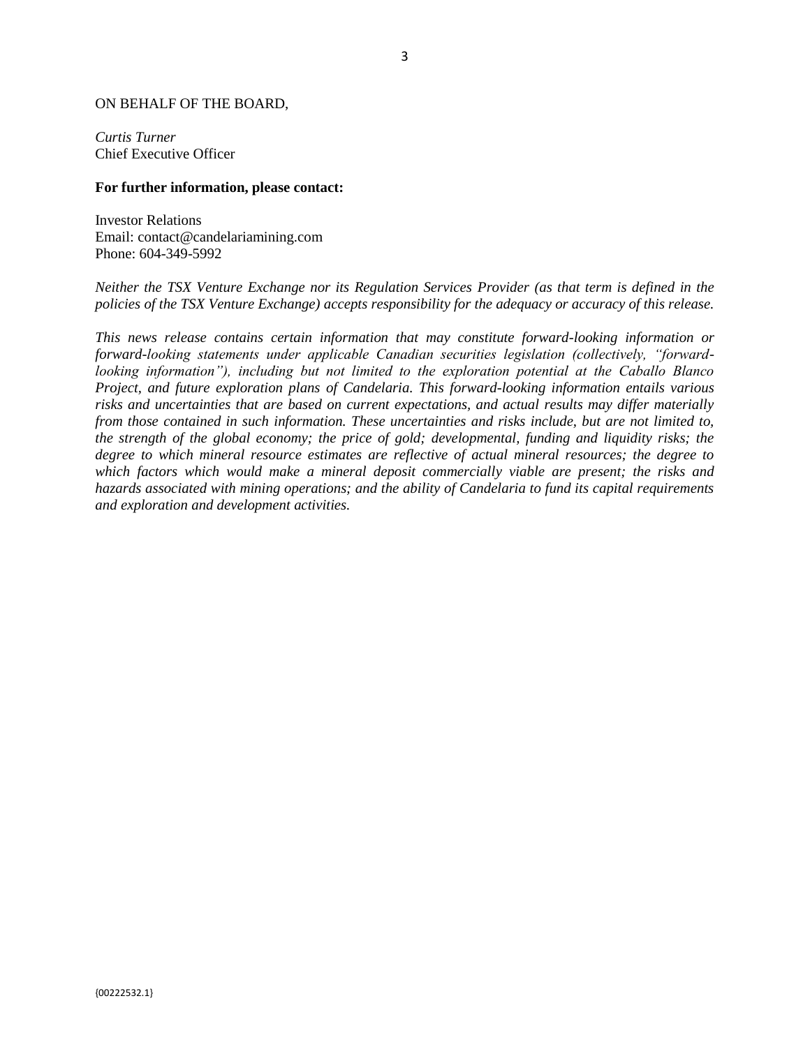ON BEHALF OF THE BOARD,

*Curtis Turner*
Chief Executive Officer

**For further information, please contact:**

Investor Relations
Email: contact@candelariamining.com
Phone: 604-349-5992

*Neither the TSX Venture Exchange nor its Regulation Services Provider (as that term is defined in the policies of the TSX Venture Exchange) accepts responsibility for the adequacy or accuracy of this release.*

*This news release contains certain information that may constitute forward-looking information or forward-looking statements under applicable Canadian securities legislation (collectively, "forward-looking information"), including but not limited to the exploration potential at the Caballo Blanco Project, and future exploration plans of Candelaria. This forward-looking information entails various risks and uncertainties that are based on current expectations, and actual results may differ materially from those contained in such information. These uncertainties and risks include, but are not limited to, the strength of the global economy; the price of gold; developmental, funding and liquidity risks; the degree to which mineral resource estimates are reflective of actual mineral resources; the degree to which factors which would make a mineral deposit commercially viable are present; the risks and hazards associated with mining operations; and the ability of Candelaria to fund its capital requirements and exploration and development activities.*

{00222532.1}